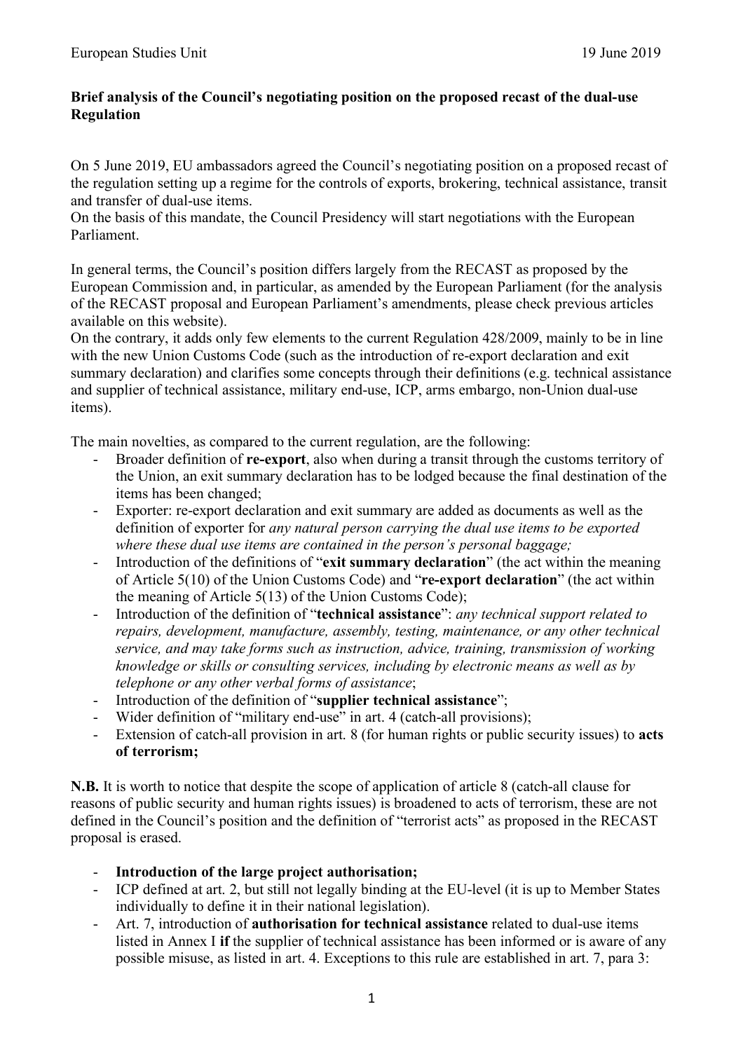European Studies Unit 19 June 2019

**Brief analysis of the Council's negotiating position on the proposed recast of the dual-use Regulation**

On 5 June 2019, EU ambassadors agreed the Council's negotiating position on a proposed recast of the regulation setting up a regime for the controls of exports, brokering, technical assistance, transit and transfer of dual-use items.
On the basis of this mandate, the Council Presidency will start negotiations with the European Parliament.

In general terms, the Council's position differs largely from the RECAST as proposed by the European Commission and, in particular, as amended by the European Parliament (for the analysis of the RECAST proposal and European Parliament's amendments, please check previous articles available on this website).
On the contrary, it adds only few elements to the current Regulation 428/2009, mainly to be in line with the new Union Customs Code (such as the introduction of re-export declaration and exit summary declaration) and clarifies some concepts through their definitions (e.g. technical assistance and supplier of technical assistance, military end-use, ICP, arms embargo, non-Union dual-use items).

The main novelties, as compared to the current regulation, are the following:

- Broader definition of **re-export**, also when during a transit through the customs territory of the Union, an exit summary declaration has to be lodged because the final destination of the items has been changed;
- Exporter: re-export declaration and exit summary are added as documents as well as the definition of exporter for *any natural person carrying the dual use items to be exported where these dual use items are contained in the person's personal baggage;*
- Introduction of the definitions of "**exit summary declaration**" (the act within the meaning of Article 5(10) of the Union Customs Code) and "**re-export declaration**" (the act within the meaning of Article 5(13) of the Union Customs Code);
- Introduction of the definition of "**technical assistance**": *any technical support related to repairs, development, manufacture, assembly, testing, maintenance, or any other technical service, and may take forms such as instruction, advice, training, transmission of working knowledge or skills or consulting services, including by electronic means as well as by telephone or any other verbal forms of assistance*;
- Introduction of the definition of "**supplier technical assistance**";
- Wider definition of "military end-use" in art. 4 (catch-all provisions);
- Extension of catch-all provision in art. 8 (for human rights or public security issues) to **acts of terrorism;**

**N.B.** It is worth to notice that despite the scope of application of article 8 (catch-all clause for reasons of public security and human rights issues) is broadened to acts of terrorism, these are not defined in the Council's position and the definition of "terrorist acts" as proposed in the RECAST proposal is erased.

- **Introduction of the large project authorisation;**
- ICP defined at art. 2, but still not legally binding at the EU-level (it is up to Member States individually to define it in their national legislation).
- Art. 7, introduction of **authorisation for technical assistance** related to dual-use items listed in Annex I **if** the supplier of technical assistance has been informed or is aware of any possible misuse, as listed in art. 4. Exceptions to this rule are established in art. 7, para 3: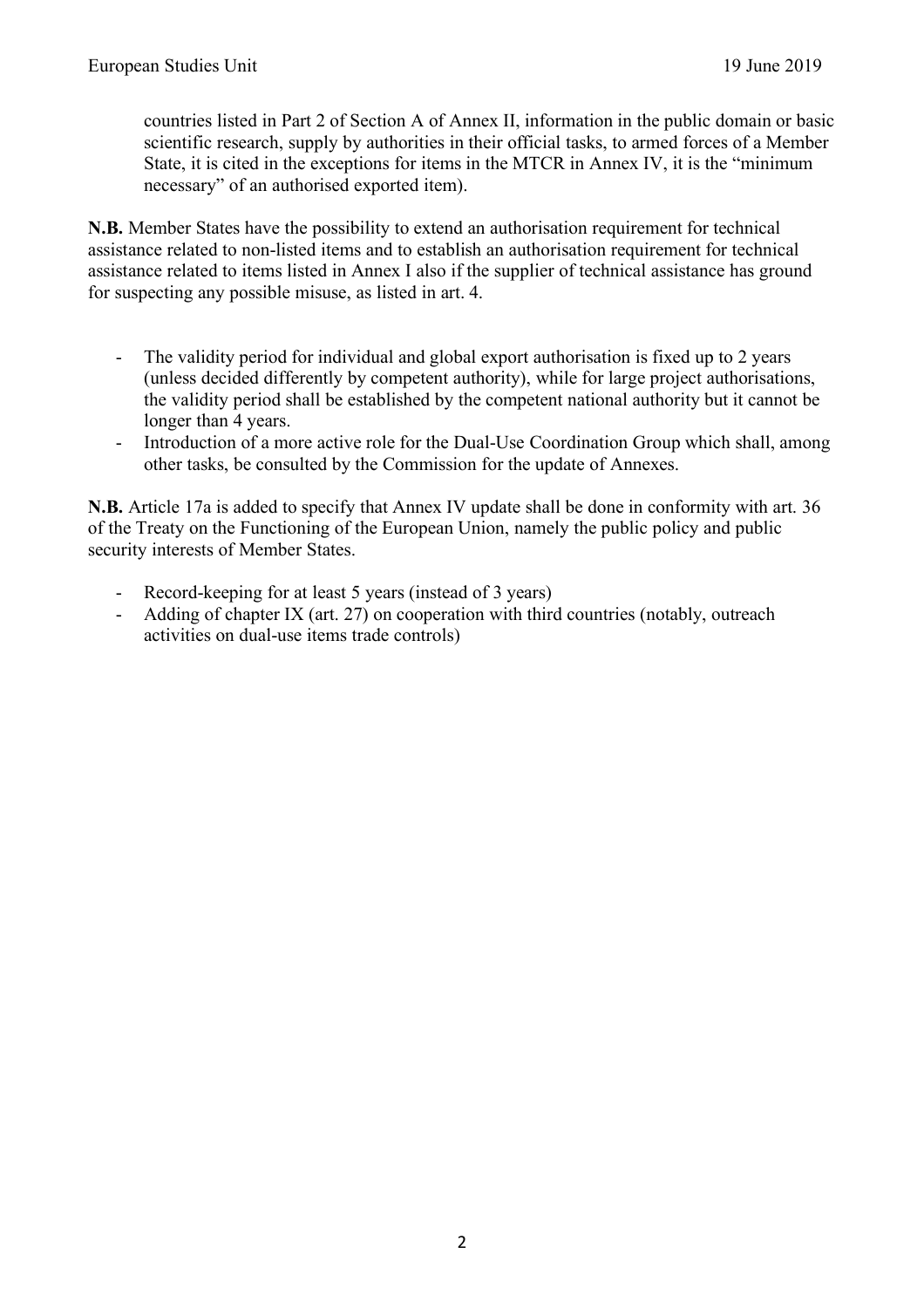countries listed in Part 2 of Section A of Annex II, information in the public domain or basic scientific research, supply by authorities in their official tasks, to armed forces of a Member State, it is cited in the exceptions for items in the MTCR in Annex IV, it is the "minimum necessary" of an authorised exported item).

**N.B.** Member States have the possibility to extend an authorisation requirement for technical assistance related to non-listed items and to establish an authorisation requirement for technical assistance related to items listed in Annex I also if the supplier of technical assistance has ground for suspecting any possible misuse, as listed in art. 4.

- The validity period for individual and global export authorisation is fixed up to 2 years (unless decided differently by competent authority), while for large project authorisations, the validity period shall be established by the competent national authority but it cannot be longer than 4 years.
- Introduction of a more active role for the Dual-Use Coordination Group which shall, among other tasks, be consulted by the Commission for the update of Annexes.

**N.B.** Article 17a is added to specify that Annex IV update shall be done in conformity with art. 36 of the Treaty on the Functioning of the European Union, namely the public policy and public security interests of Member States.

- Record-keeping for at least 5 years (instead of 3 years)
- Adding of chapter IX (art. 27) on cooperation with third countries (notably, outreach activities on dual-use items trade controls)